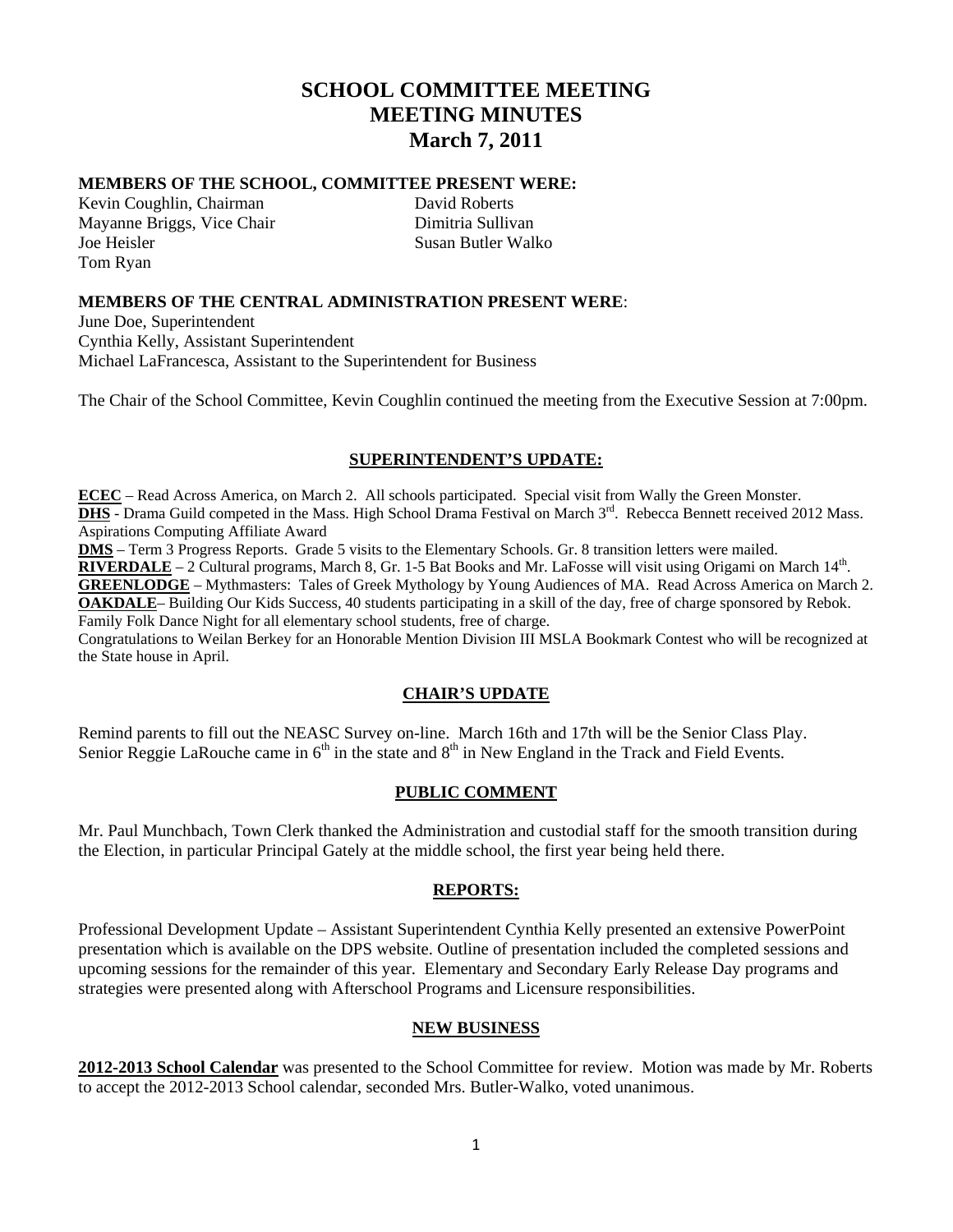# SCHOOL COMMITTEE MEETING
# MEETING MINUTES
# March 7, 2011

**MEMBERS OF THE SCHOOL, COMMITTEE PRESENT WERE:**

Kevin Coughlin, Chairman
Mayanne Briggs, Vice Chair
Joe Heisler
Tom Ryan
David Roberts
Dimitria Sullivan
Susan Butler Walko

**MEMBERS OF THE CENTRAL ADMINISTRATION PRESENT WERE**:

June Doe, Superintendent
Cynthia Kelly, Assistant Superintendent
Michael LaFrancesca, Assistant to the Superintendent for Business

The Chair of the School Committee, Kevin Coughlin continued the meeting from the Executive Session at 7:00pm.

## SUPERINTENDENT'S UPDATE:

**ECEC** – Read Across America, on March 2. All schools participated. Special visit from Wally the Green Monster.
**DHS** - Drama Guild competed in the Mass. High School Drama Festival on March 3rd. Rebecca Bennett received 2012 Mass. Aspirations Computing Affiliate Award
**DMS** – Term 3 Progress Reports. Grade 5 visits to the Elementary Schools. Gr. 8 transition letters were mailed.
**RIVERDALE** – 2 Cultural programs, March 8, Gr. 1-5 Bat Books and Mr. LaFosse will visit using Origami on March 14th.
**GREENLODGE** – Mythmasters: Tales of Greek Mythology by Young Audiences of MA. Read Across America on March 2.
**OAKDALE**– Building Our Kids Success, 40 students participating in a skill of the day, free of charge sponsored by Rebok. Family Folk Dance Night for all elementary school students, free of charge.
Congratulations to Weilan Berkey for an Honorable Mention Division III MSLA Bookmark Contest who will be recognized at the State house in April.

## CHAIR'S UPDATE

Remind parents to fill out the NEASC Survey on-line. March 16th and 17th will be the Senior Class Play. Senior Reggie LaRouche came in 6th in the state and 8th in New England in the Track and Field Events.

## PUBLIC COMMENT

Mr. Paul Munchbach, Town Clerk thanked the Administration and custodial staff for the smooth transition during the Election, in particular Principal Gately at the middle school, the first year being held there.

## REPORTS:

Professional Development Update – Assistant Superintendent Cynthia Kelly presented an extensive PowerPoint presentation which is available on the DPS website. Outline of presentation included the completed sessions and upcoming sessions for the remainder of this year. Elementary and Secondary Early Release Day programs and strategies were presented along with Afterschool Programs and Licensure responsibilities.

## NEW BUSINESS

**2012-2013 School Calendar** was presented to the School Committee for review. Motion was made by Mr. Roberts to accept the 2012-2013 School calendar, seconded Mrs. Butler-Walko, voted unanimous.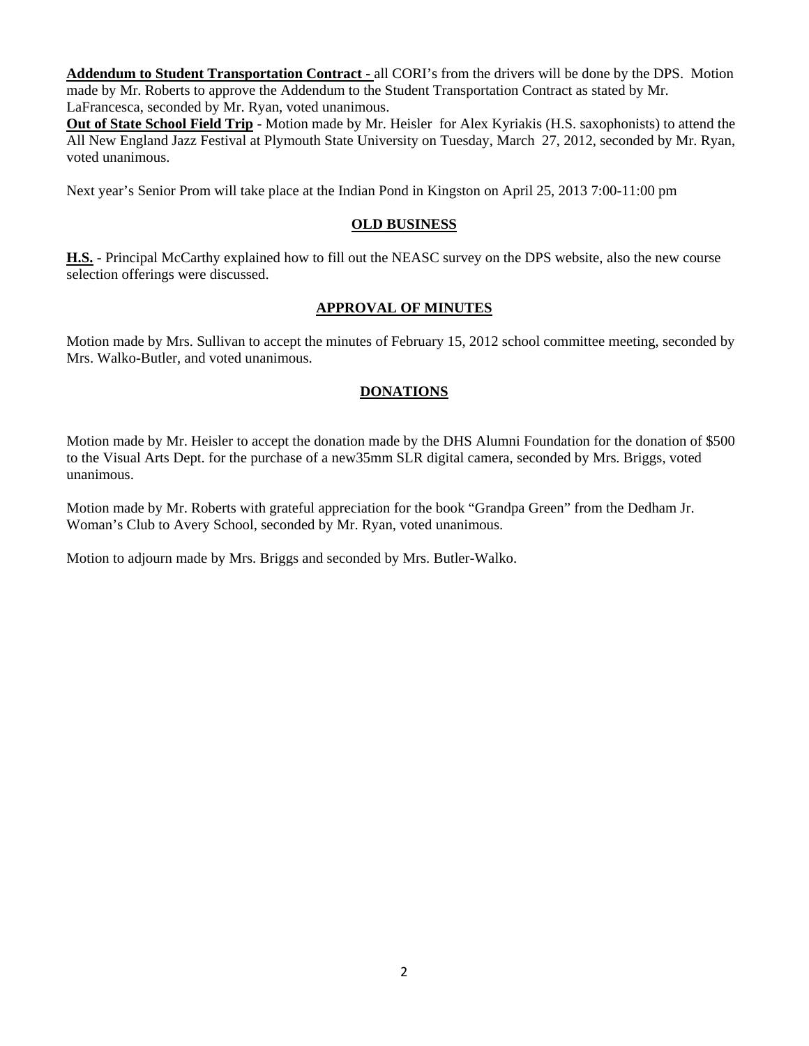**Addendum to Student Transportation Contract -** all CORI's from the drivers will be done by the DPS. Motion made by Mr. Roberts to approve the Addendum to the Student Transportation Contract as stated by Mr. LaFrancesca, seconded by Mr. Ryan, voted unanimous.

**Out of State School Field Trip** - Motion made by Mr. Heisler for Alex Kyriakis (H.S. saxophonists) to attend the All New England Jazz Festival at Plymouth State University on Tuesday, March 27, 2012, seconded by Mr. Ryan, voted unanimous.

Next year's Senior Prom will take place at the Indian Pond in Kingston on April 25, 2013 7:00-11:00 pm

## OLD BUSINESS

**H.S.** - Principal McCarthy explained how to fill out the NEASC survey on the DPS website, also the new course selection offerings were discussed.

## APPROVAL OF MINUTES

Motion made by Mrs. Sullivan to accept the minutes of February 15, 2012 school committee meeting, seconded by Mrs. Walko-Butler, and voted unanimous.

## DONATIONS

Motion made by Mr. Heisler to accept the donation made by the DHS Alumni Foundation for the donation of $500 to the Visual Arts Dept. for the purchase of a new35mm SLR digital camera, seconded by Mrs. Briggs, voted unanimous.

Motion made by Mr. Roberts with grateful appreciation for the book "Grandpa Green" from the Dedham Jr. Woman's Club to Avery School, seconded by Mr. Ryan, voted unanimous.

Motion to adjourn made by Mrs. Briggs and seconded by Mrs. Butler-Walko.